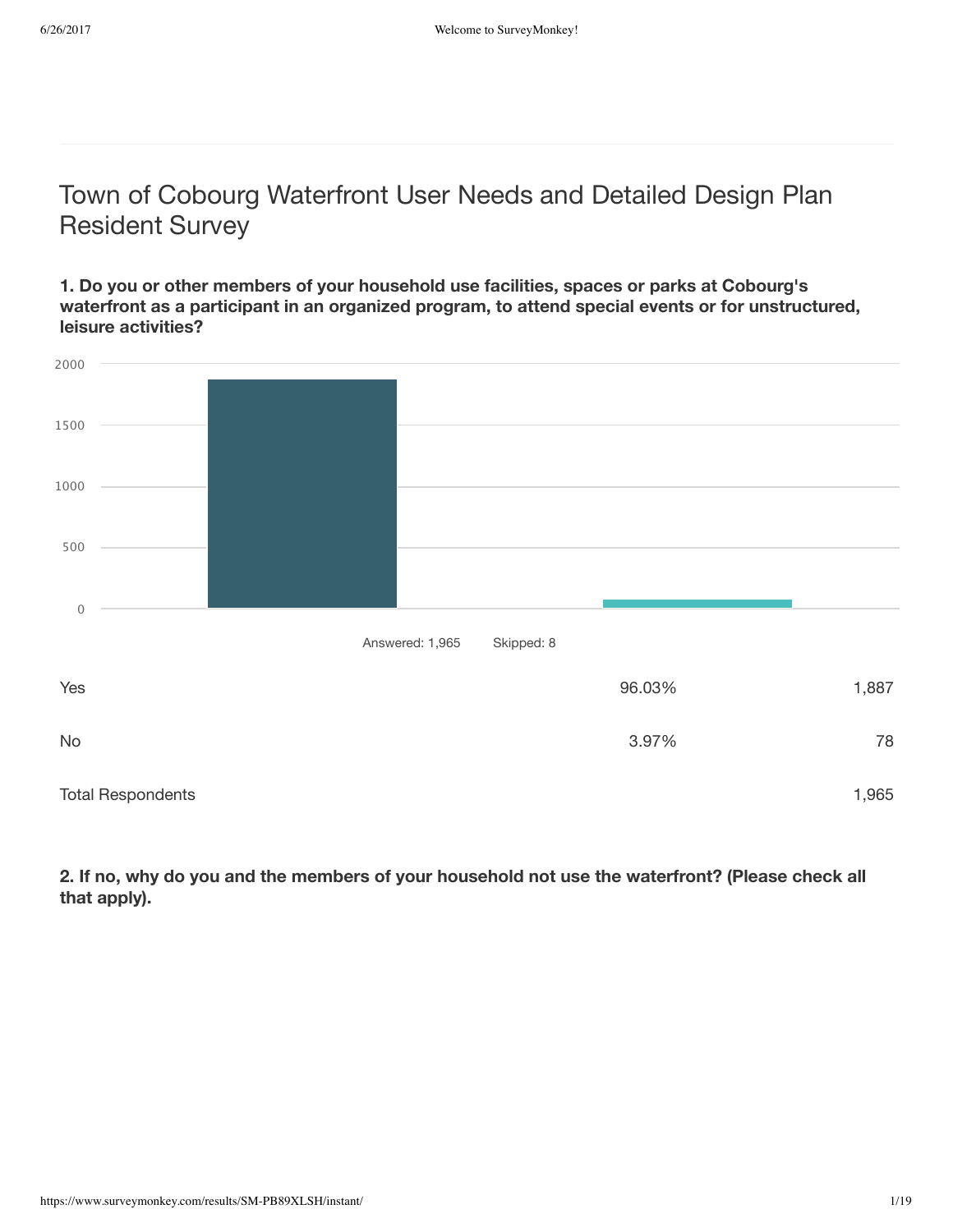# Town of Cobourg Waterfront User Needs and Detailed Design Plan Resident Survey

**1. Do you or other members of your household use facilities, spaces or parks at Cobourg's waterfront as a participant in an organized program, to attend special events or for unstructured, leisure activities?**

Answered: 1,965 Skipped: 8

| | | |
|---|---|---|
| Yes | 96.03% | 1,887 |
| No | 3.97% | 78 |
| Total Respondents | | 1,965 |

**2. If no, why do you and the members of your household not use the waterfront? (Please check all that apply).**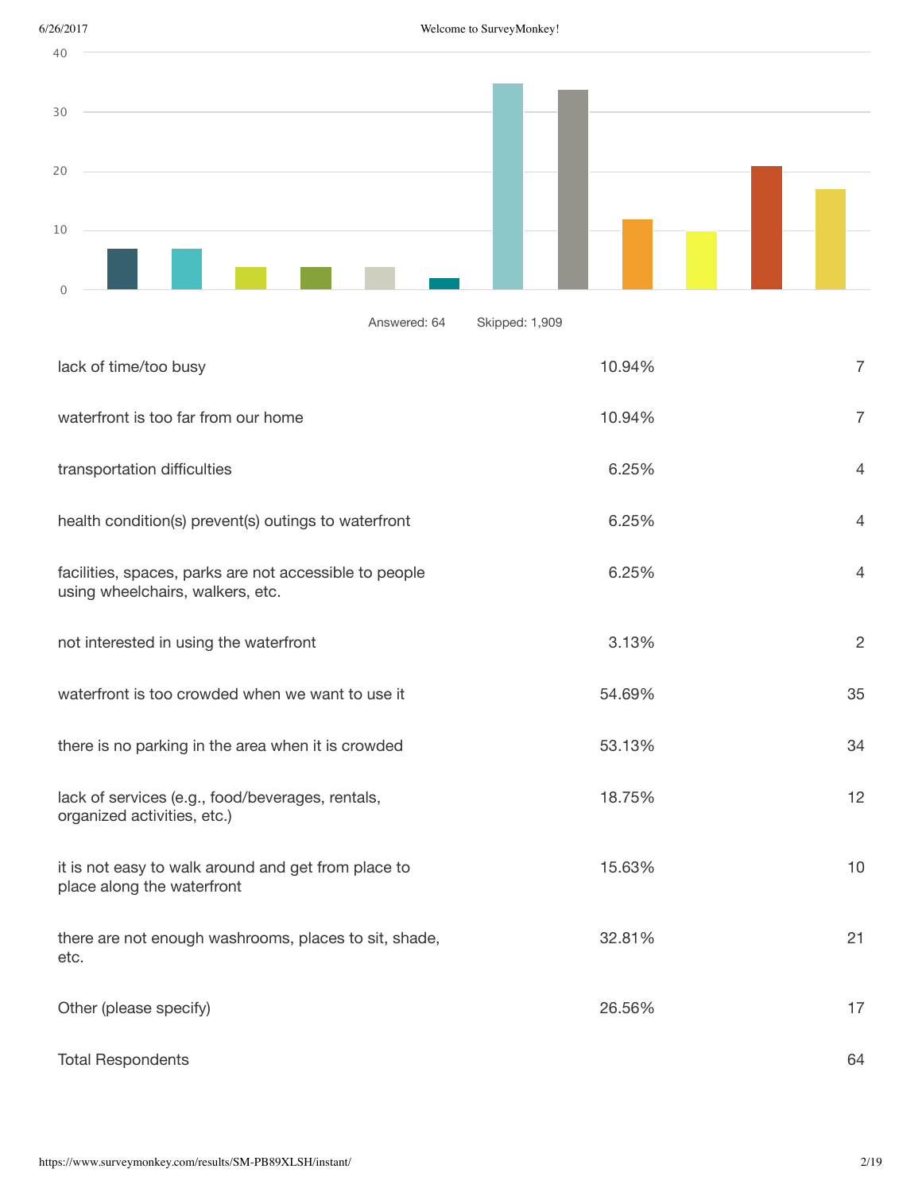Answered: 64    Skipped: 1,909

| Answer Choices | Responses | |
|---|---|---|
| lack of time/too busy | 10.94% | 7 |
| waterfront is too far from our home | 10.94% | 7 |
| transportation difficulties | 6.25% | 4 |
| health condition(s) prevent(s) outings to waterfront | 6.25% | 4 |
| facilities, spaces, parks are not accessible to people using wheelchairs, walkers, etc. | 6.25% | 4 |
| not interested in using the waterfront | 3.13% | 2 |
| waterfront is too crowded when we want to use it | 54.69% | 35 |
| there is no parking in the area when it is crowded | 53.13% | 34 |
| lack of services (e.g., food/beverages, rentals, organized activities, etc.) | 18.75% | 12 |
| it is not easy to walk around and get from place to place along the waterfront | 15.63% | 10 |
| there are not enough washrooms, places to sit, shade, etc. | 32.81% | 21 |
| Other (please specify) | 26.56% | 17 |
| Total Respondents | | 64 |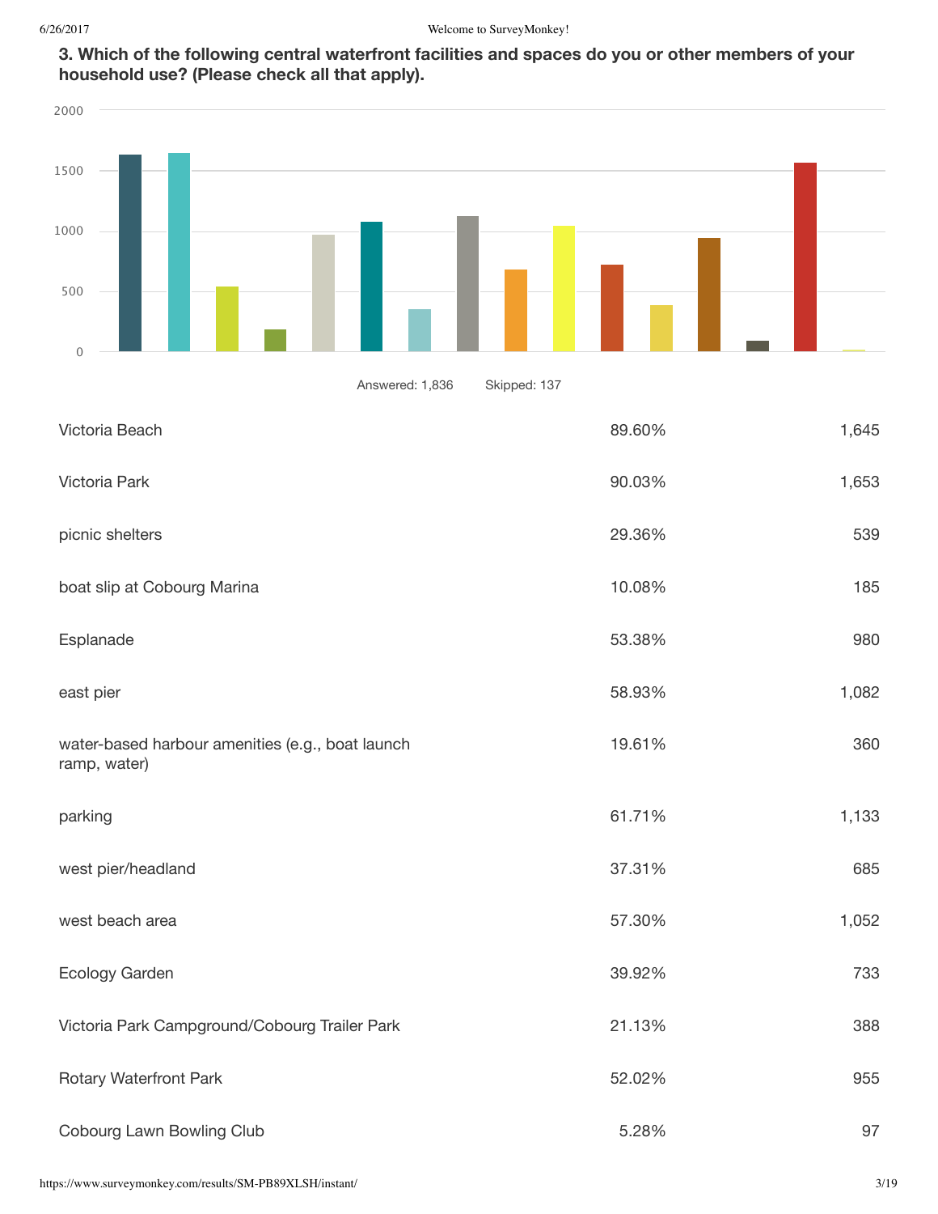**3. Which of the following central waterfront facilities and spaces do you or other members of your household use? (Please check all that apply).**

Answered: 1,836 Skipped: 137

| | | |
|---|---|---|
| Victoria Beach | 89.60% | 1,645 |
| Victoria Park | 90.03% | 1,653 |
| picnic shelters | 29.36% | 539 |
| boat slip at Cobourg Marina | 10.08% | 185 |
| Esplanade | 53.38% | 980 |
| east pier | 58.93% | 1,082 |
| water-based harbour amenities (e.g., boat launch ramp, water) | 19.61% | 360 |
| parking | 61.71% | 1,133 |
| west pier/headland | 37.31% | 685 |
| west beach area | 57.30% | 1,052 |
| Ecology Garden | 39.92% | 733 |
| Victoria Park Campground/Cobourg Trailer Park | 21.13% | 388 |
| Rotary Waterfront Park | 52.02% | 955 |
| Cobourg Lawn Bowling Club | 5.28% | 97 |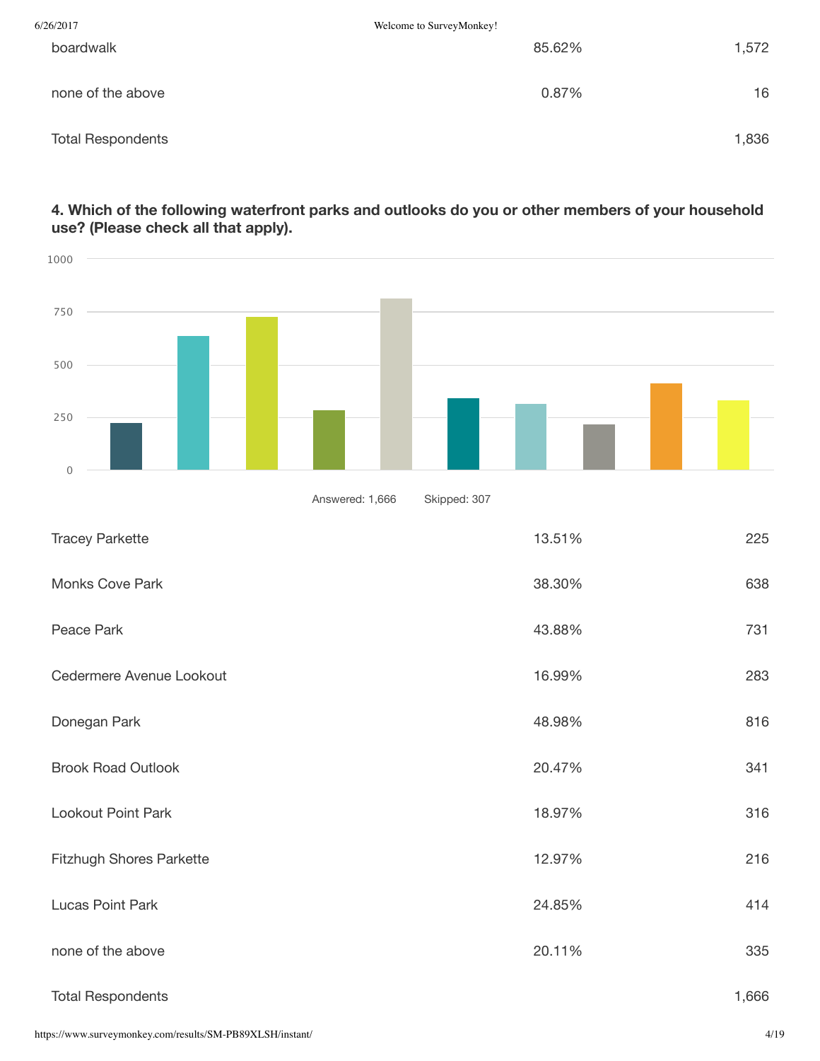| | | |
|---|---|---|
| boardwalk | 85.62% | 1,572 |
| none of the above | 0.87% | 16 |
| Total Respondents | | 1,836 |

**4. Which of the following waterfront parks and outlooks do you or other members of your household use? (Please check all that apply).**

Answered: 1,666 Skipped: 307

| | | |
|---|---|---|
| Tracey Parkette | 13.51% | 225 |
| Monks Cove Park | 38.30% | 638 |
| Peace Park | 43.88% | 731 |
| Cedermere Avenue Lookout | 16.99% | 283 |
| Donegan Park | 48.98% | 816 |
| Brook Road Outlook | 20.47% | 341 |
| Lookout Point Park | 18.97% | 316 |
| Fitzhugh Shores Parkette | 12.97% | 216 |
| Lucas Point Park | 24.85% | 414 |
| none of the above | 20.11% | 335 |
| Total Respondents | | 1,666 |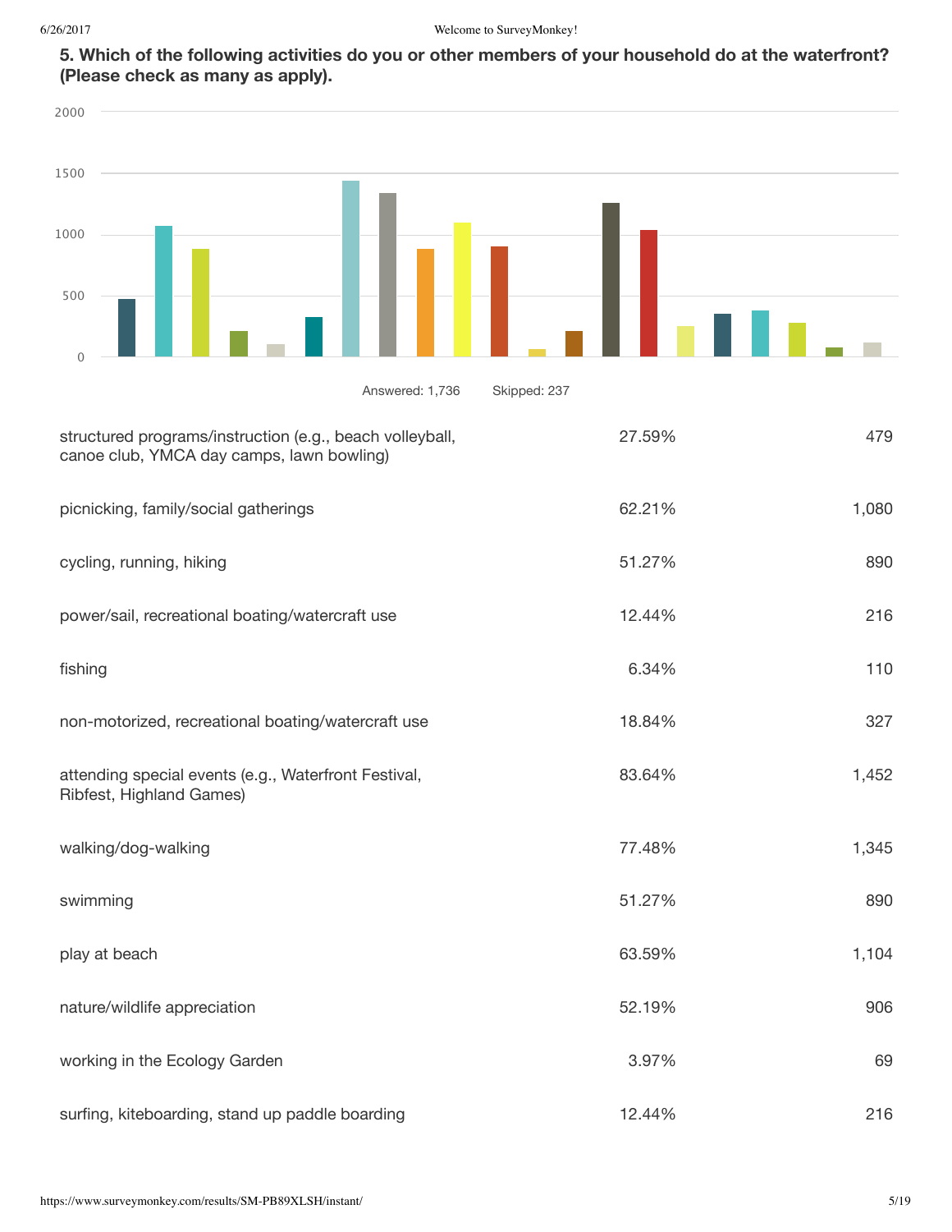### 5. Which of the following activities do you or other members of your household do at the waterfront? (Please check as many as apply).

Answered: 1,736 Skipped: 237

| | | |
|---|---|---|
| structured programs/instruction (e.g., beach volleyball, canoe club, YMCA day camps, lawn bowling) | 27.59% | 479 |
| picnicking, family/social gatherings | 62.21% | 1,080 |
| cycling, running, hiking | 51.27% | 890 |
| power/sail, recreational boating/watercraft use | 12.44% | 216 |
| fishing | 6.34% | 110 |
| non-motorized, recreational boating/watercraft use | 18.84% | 327 |
| attending special events (e.g., Waterfront Festival, Ribfest, Highland Games) | 83.64% | 1,452 |
| walking/dog-walking | 77.48% | 1,345 |
| swimming | 51.27% | 890 |
| play at beach | 63.59% | 1,104 |
| nature/wildlife appreciation | 52.19% | 906 |
| working in the Ecology Garden | 3.97% | 69 |
| surfing, kiteboarding, stand up paddle boarding | 12.44% | 216 |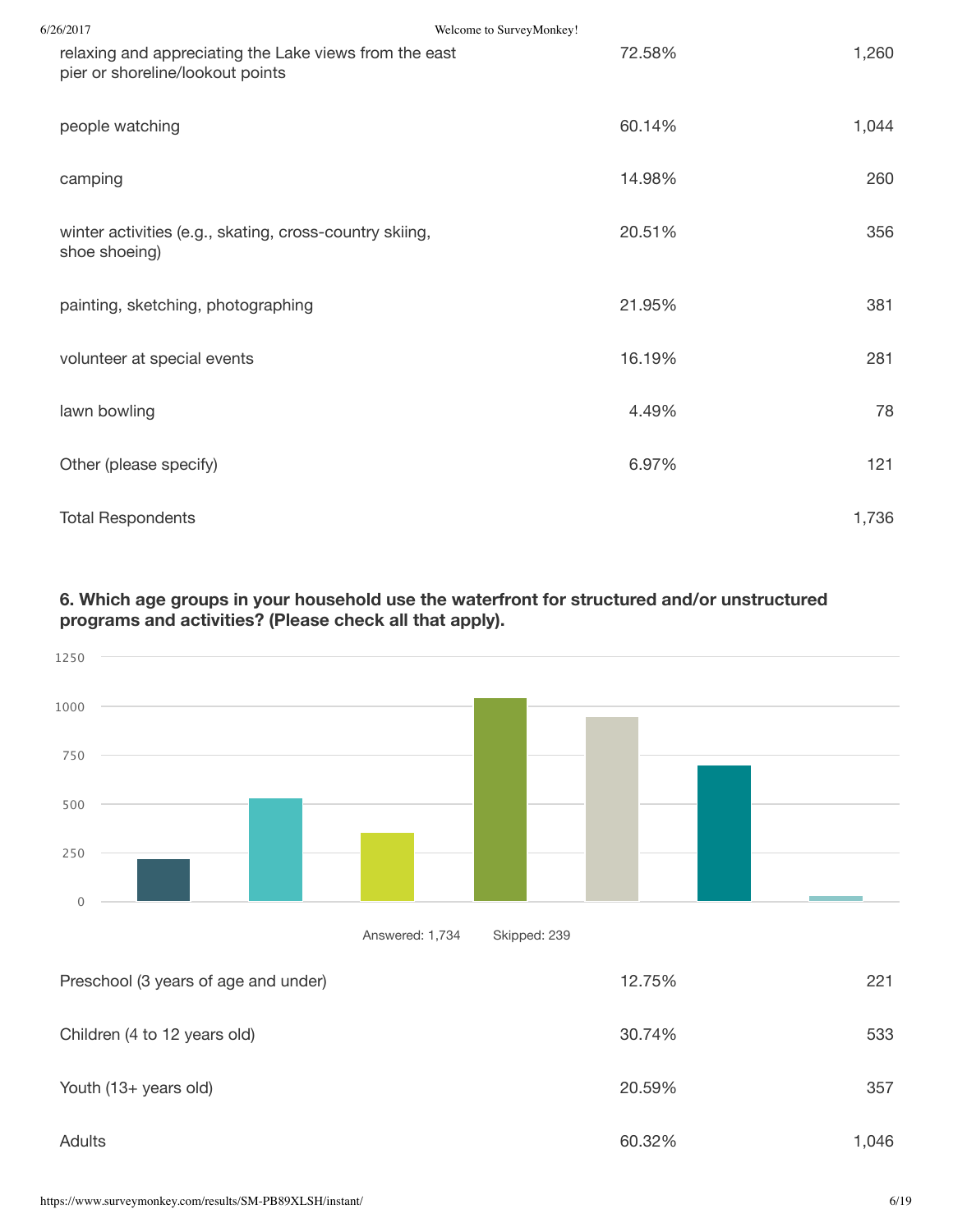| | | |
|---|---|---|
| relaxing and appreciating the Lake views from the east pier or shoreline/lookout points | 72.58% | 1,260 |
| people watching | 60.14% | 1,044 |
| camping | 14.98% | 260 |
| winter activities (e.g., skating, cross-country skiing, shoe shoeing) | 20.51% | 356 |
| painting, sketching, photographing | 21.95% | 381 |
| volunteer at special events | 16.19% | 281 |
| lawn bowling | 4.49% | 78 |
| Other (please specify) | 6.97% | 121 |
| Total Respondents | | 1,736 |

### 6. Which age groups in your household use the waterfront for structured and/or unstructured programs and activities? (Please check all that apply).

Answered: 1,734 Skipped: 239

| | | |
|---|---|---|
| Preschool (3 years of age and under) | 12.75% | 221 |
| Children (4 to 12 years old) | 30.74% | 533 |
| Youth (13+ years old) | 20.59% | 357 |
| Adults | 60.32% | 1,046 |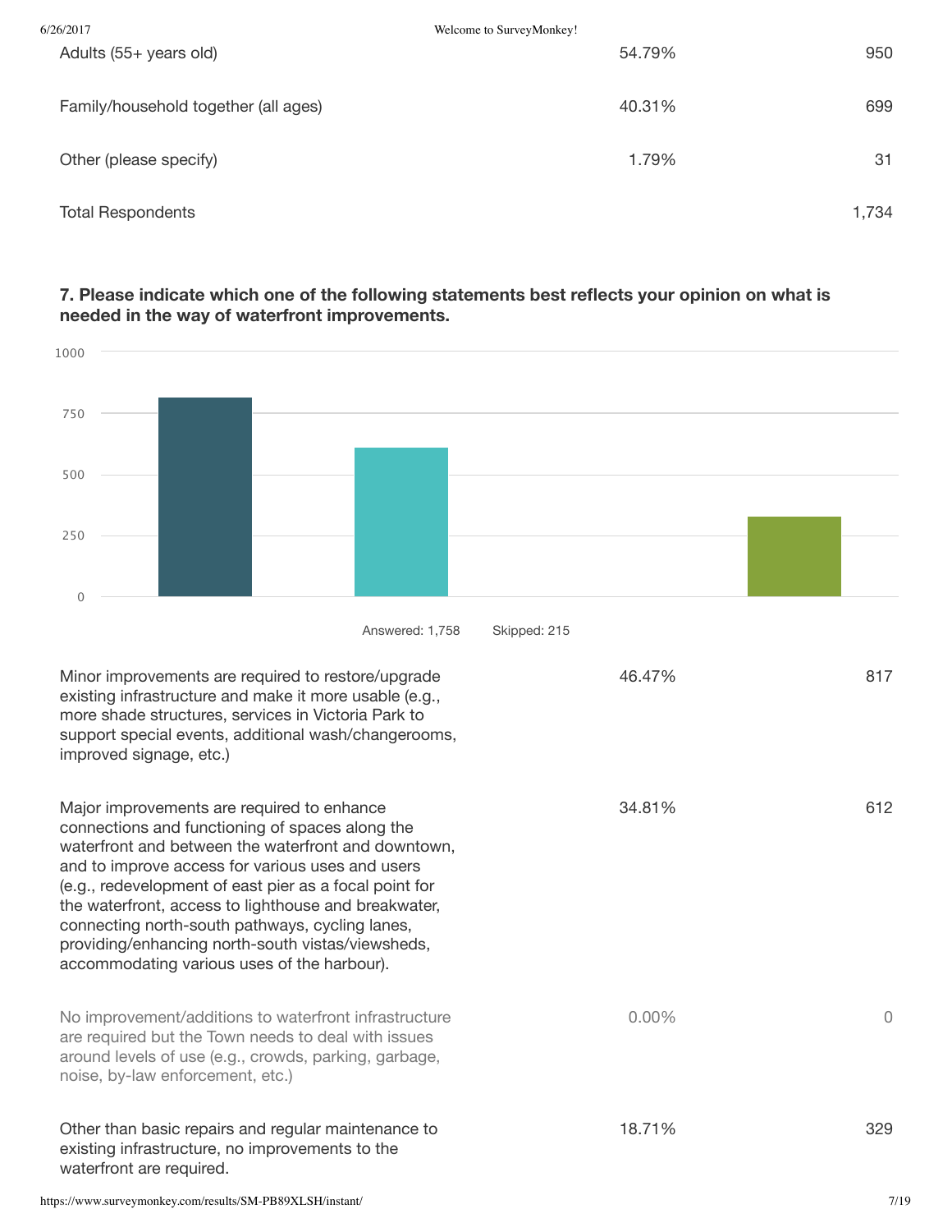| | | |
|---|---|---|
| Adults (55+ years old) | 54.79% | 950 |
| Family/household together (all ages) | 40.31% | 699 |
| Other (please specify) | 1.79% | 31 |
| Total Respondents | | 1,734 |

### 7. Please indicate which one of the following statements best reflects your opinion on what is needed in the way of waterfront improvements.

Answered: 1,758    Skipped: 215

| Answer Choices | Responses | |
|---|---|---|
| Minor improvements are required to restore/upgrade existing infrastructure and make it more usable (e.g., more shade structures, services in Victoria Park to support special events, additional wash/changerooms, improved signage, etc.) | 46.47% | 817 |
| Major improvements are required to enhance connections and functioning of spaces along the waterfront and between the waterfront and downtown, and to improve access for various uses and users (e.g., redevelopment of east pier as a focal point for the waterfront, access to lighthouse and breakwater, connecting north-south pathways, cycling lanes, providing/enhancing north-south vistas/viewsheds, accommodating various uses of the harbour). | 34.81% | 612 |
| No improvement/additions to waterfront infrastructure are required but the Town needs to deal with issues around levels of use (e.g., crowds, parking, garbage, noise, by-law enforcement, etc.) | 0.00% | 0 |
| Other than basic repairs and regular maintenance to existing infrastructure, no improvements to the waterfront are required. | 18.71% | 329 |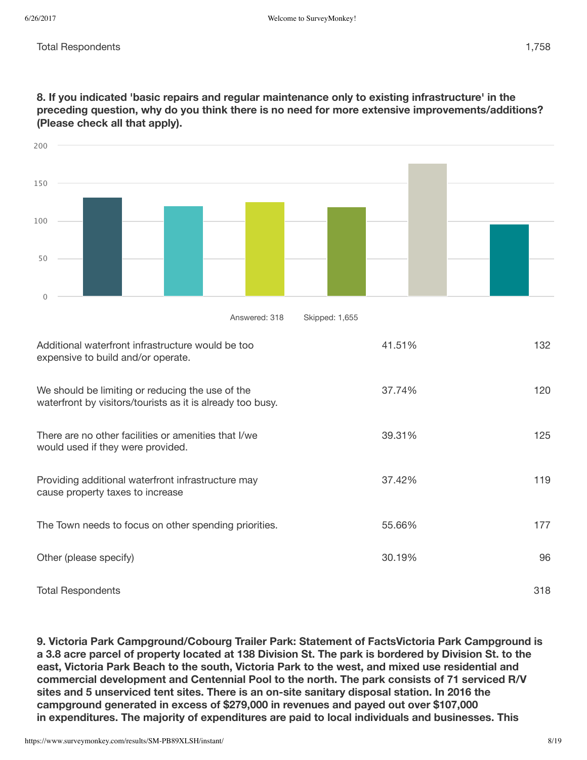| Total Respondents | 1,758 |
|---|---|

**8. If you indicated 'basic repairs and regular maintenance only to existing infrastructure' in the preceding question, why do you think there is no need for more extensive improvements/additions? (Please check all that apply).**

Answered: 318    Skipped: 1,655

| Answer Choices | Responses | |
|---|---|---|
| Additional waterfront infrastructure would be too expensive to build and/or operate. | 41.51% | 132 |
| We should be limiting or reducing the use of the waterfront by visitors/tourists as it is already too busy. | 37.74% | 120 |
| There are no other facilities or amenities that I/we would used if they were provided. | 39.31% | 125 |
| Providing additional waterfront infrastructure may cause property taxes to increase | 37.42% | 119 |
| The Town needs to focus on other spending priorities. | 55.66% | 177 |
| Other (please specify) | 30.19% | 96 |
| Total Respondents | | 318 |

**9. Victoria Park Campground/Cobourg Trailer Park: Statement of FactsVictoria Park Campground is a 3.8 acre parcel of property located at 138 Division St. The park is bordered by Division St. to the east, Victoria Park Beach to the south, Victoria Park to the west, and mixed use residential and commercial development and Centennial Pool to the north. The park consists of 71 serviced R/V sites and 5 unserviced tent sites. There is an on-site sanitary disposal station. In 2016 the campground generated in excess of $279,000 in revenues and payed out over $107,000 in expenditures. The majority of expenditures are paid to local individuals and businesses. This**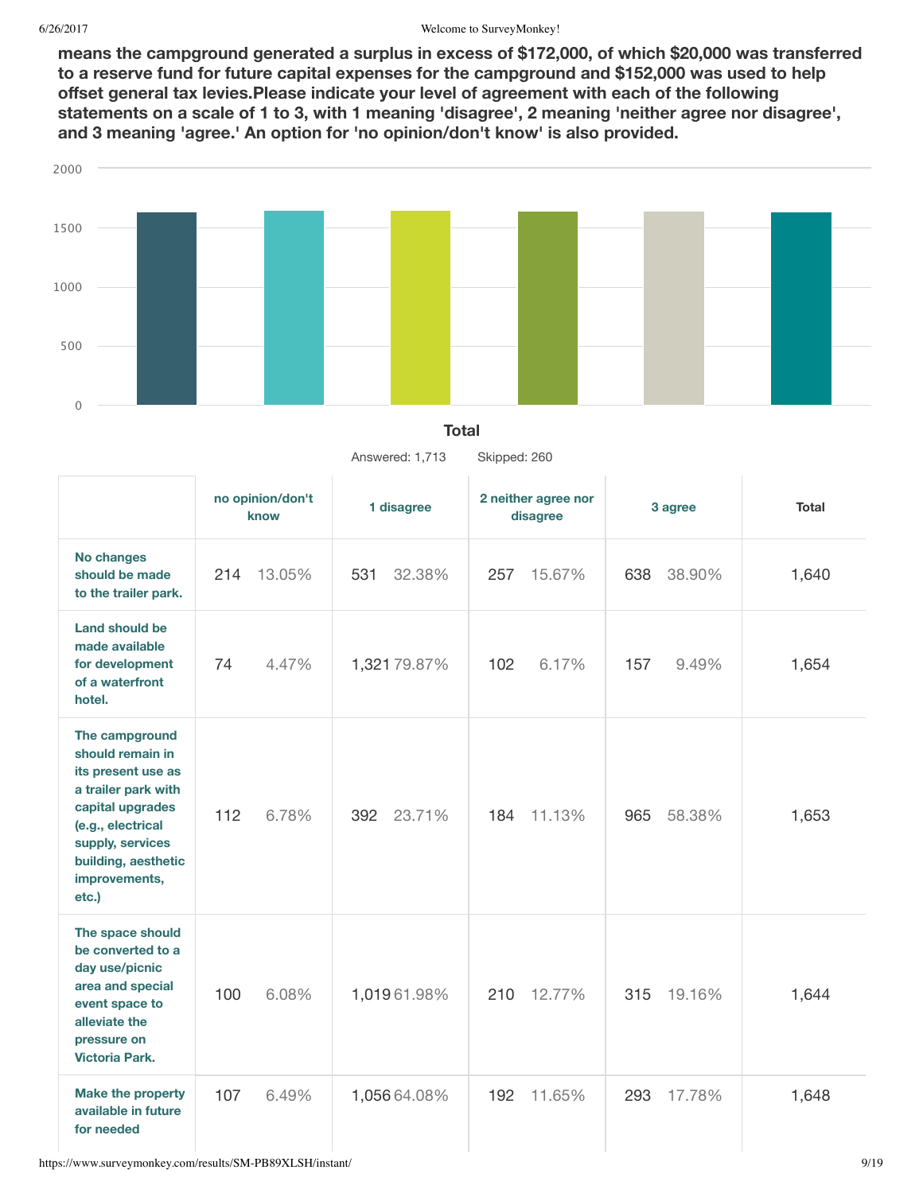**means the campground generated a surplus in excess of $172,000, of which $20,000 was transferred to a reserve fund for future capital expenses for the campground and $152,000 was used to help offset general tax levies.Please indicate your level of agreement with each of the following statements on a scale of 1 to 3, with 1 meaning 'disagree', 2 meaning 'neither agree nor disagree', and 3 meaning 'agree.' An option for 'no opinion/don't know' is also provided.**

**Total**

Answered: 1,713 Skipped: 260

| | no opinion/don't know | | 1 disagree | | 2 neither agree nor disagree | | 3 agree | | Total |
|---|---|---|---|---|---|---|---|---|---|
| No changes should be made to the trailer park. | 214 | 13.05% | 531 | 32.38% | 257 | 15.67% | 638 | 38.90% | 1,640 |
| Land should be made available for development of a waterfront hotel. | 74 | 4.47% | 1,321 | 79.87% | 102 | 6.17% | 157 | 9.49% | 1,654 |
| The campground should remain in its present use as a trailer park with capital upgrades (e.g., electrical supply, services building, aesthetic improvements, etc.) | 112 | 6.78% | 392 | 23.71% | 184 | 11.13% | 965 | 58.38% | 1,653 |
| The space should be converted to a day use/picnic area and special event space to alleviate the pressure on Victoria Park. | 100 | 6.08% | 1,019 | 61.98% | 210 | 12.77% | 315 | 19.16% | 1,644 |
| Make the property available in future for needed | 107 | 6.49% | 1,056 | 64.08% | 192 | 11.65% | 293 | 17.78% | 1,648 |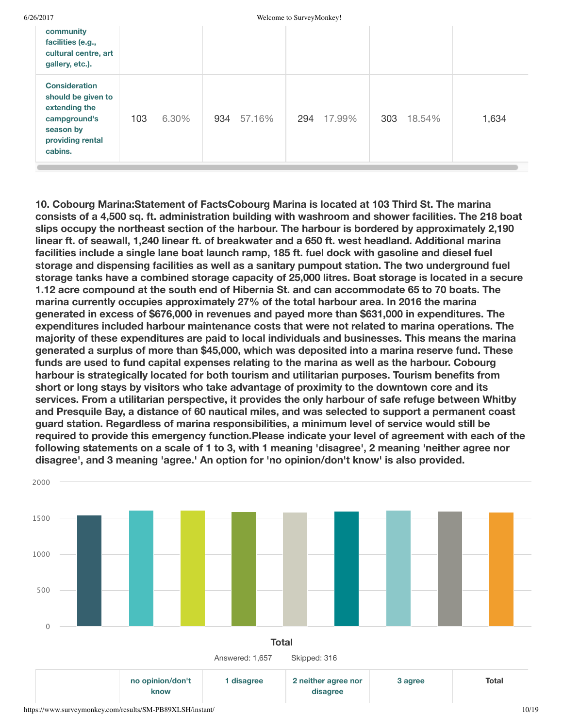| | | | | | |
|---|---|---|---|---|---|
| community facilities (e.g., cultural centre, art gallery, etc.). | | | | | |
| Consideration should be given to extending the campground's season by providing rental cabins. | 103 6.30% | 934 57.16% | 294 17.99% | 303 18.54% | 1,634 |

**10. Cobourg Marina:Statement of FactsCobourg Marina is located at 103 Third St. The marina consists of a 4,500 sq. ft. administration building with washroom and shower facilities. The 218 boat slips occupy the northeast section of the harbour. The harbour is bordered by approximately 2,190 linear ft. of seawall, 1,240 linear ft. of breakwater and a 650 ft. west headland. Additional marina facilities include a single lane boat launch ramp, 185 ft. fuel dock with gasoline and diesel fuel storage and dispensing facilities as well as a sanitary pumpout station. The two underground fuel storage tanks have a combined storage capacity of 25,000 litres. Boat storage is located in a secure 1.12 acre compound at the south end of Hibernia St. and can accommodate 65 to 70 boats. The marina currently occupies approximately 27% of the total harbour area. In 2016 the marina generated in excess of $676,000 in revenues and payed more than $631,000 in expenditures. The expenditures included harbour maintenance costs that were not related to marina operations. The majority of these expenditures are paid to local individuals and businesses. This means the marina generated a surplus of more than $45,000, which was deposited into a marina reserve fund. These funds are used to fund capital expenses relating to the marina as well as the harbour. Cobourg harbour is strategically located for both tourism and utilitarian purposes. Tourism benefits from short or long stays by visitors who take advantage of proximity to the downtown core and its services. From a utilitarian perspective, it provides the only harbour of safe refuge between Whitby and Presquile Bay, a distance of 60 nautical miles, and was selected to support a permanent coast guard station. Regardless of marina responsibilities, a minimum level of service would still be required to provide this emergency function.Please indicate your level of agreement with each of the following statements on a scale of 1 to 3, with 1 meaning 'disagree', 2 meaning 'neither agree nor disagree', and 3 meaning 'agree.' An option for 'no opinion/don't know' is also provided.**

Total

Answered: 1,657 Skipped: 316

| | no opinion/don't know | 1 disagree | 2 neither agree nor disagree | 3 agree | Total |
|---|---|---|---|---|---|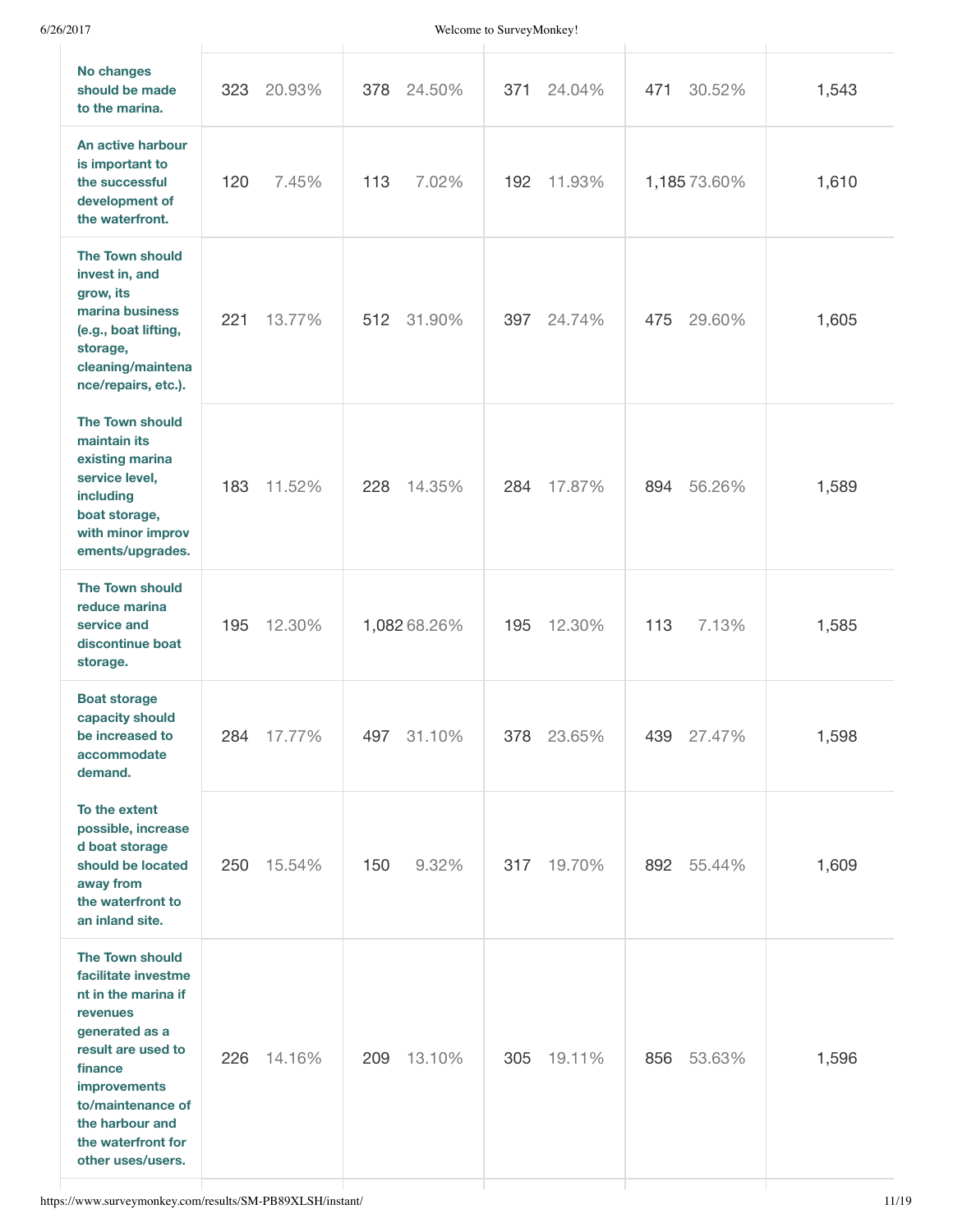| | | | | | |
|---|---|---|---|---|---|
| **No changes should be made to the marina.** | 323 20.93% | 378 24.50% | 371 24.04% | 471 30.52% | 1,543 |
| **An active harbour is important to the successful development of the waterfront.** | 120 7.45% | 113 7.02% | 192 11.93% | 1,185 73.60% | 1,610 |
| **The Town should invest in, and grow, its marina business (e.g., boat lifting, storage, cleaning/maintenance/repairs, etc.).** | 221 13.77% | 512 31.90% | 397 24.74% | 475 29.60% | 1,605 |
| **The Town should maintain its existing marina service level, including boat storage, with minor improvements/upgrades.** | 183 11.52% | 228 14.35% | 284 17.87% | 894 56.26% | 1,589 |
| **The Town should reduce marina service and discontinue boat storage.** | 195 12.30% | 1,082 68.26% | 195 12.30% | 113 7.13% | 1,585 |
| **Boat storage capacity should be increased to accommodate demand.** | 284 17.77% | 497 31.10% | 378 23.65% | 439 27.47% | 1,598 |
| **To the extent possible, increased boat storage should be located away from the waterfront to an inland site.** | 250 15.54% | 150 9.32% | 317 19.70% | 892 55.44% | 1,609 |
| **The Town should facilitate investment in the marina if revenues generated as a result are used to finance improvements to/maintenance of the harbour and the waterfront for other uses/users.** | 226 14.16% | 209 13.10% | 305 19.11% | 856 53.63% | 1,596 |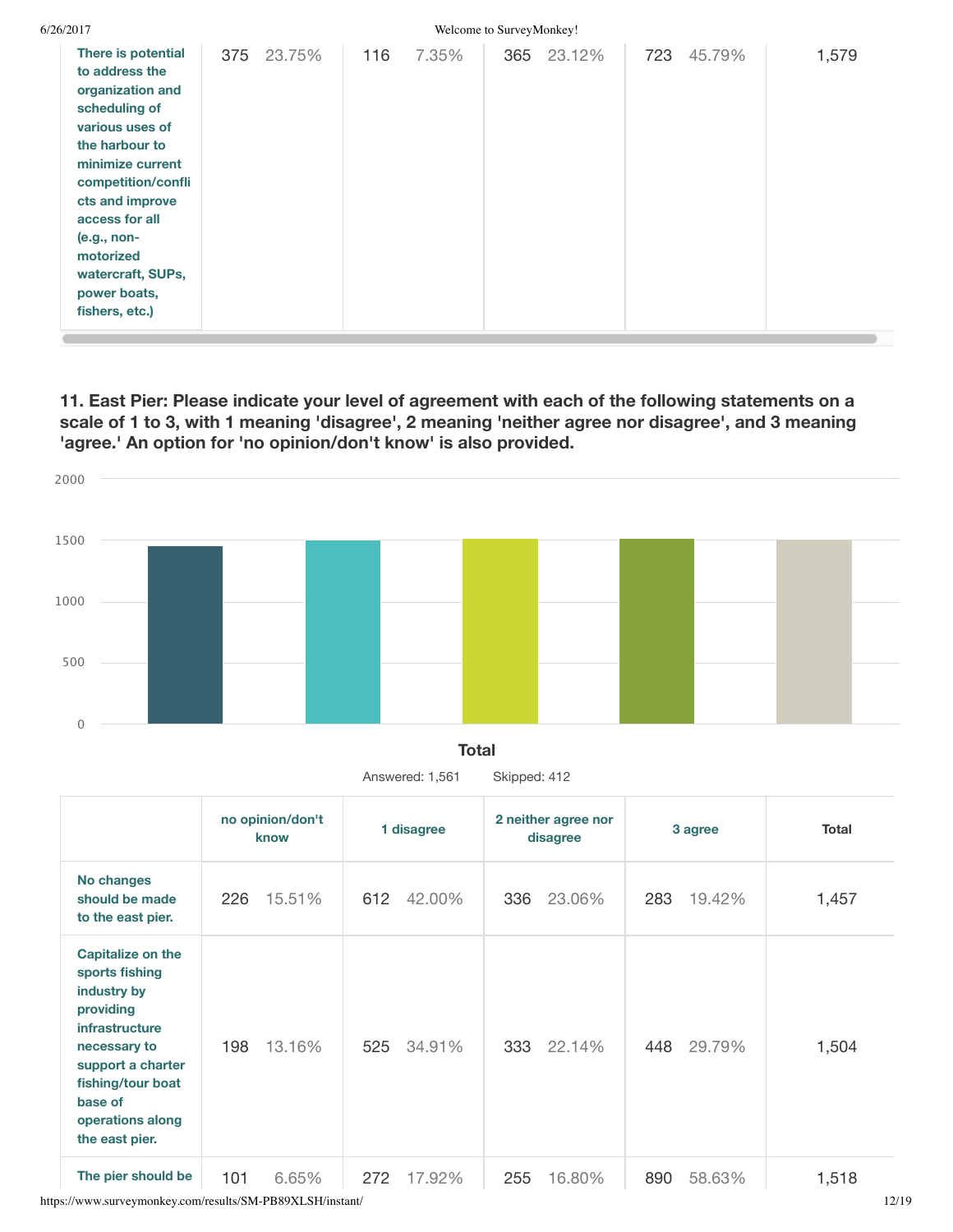| | | | | | |
|---|---|---|---|---|---|
| There is potential to address the organization and scheduling of various uses of the harbour to minimize current competition/conflicts and improve access for all (e.g., non-motorized watercraft, SUPs, power boats, fishers, etc.) | 375 23.75% | 116 7.35% | 365 23.12% | 723 45.79% | 1,579 |

## 11. East Pier: Please indicate your level of agreement with each of the following statements on a scale of 1 to 3, with 1 meaning 'disagree', 2 meaning 'neither agree nor disagree', and 3 meaning 'agree.' An option for 'no opinion/don't know' is also provided.

Total

Answered: 1,561    Skipped: 412

| | no opinion/don't know | 1 disagree | 2 neither agree nor disagree | 3 agree | Total |
|---|---|---|---|---|---|
| No changes should be made to the east pier. | 226 15.51% | 612 42.00% | 336 23.06% | 283 19.42% | 1,457 |
| Capitalize on the sports fishing industry by providing infrastructure necessary to support a charter fishing/tour boat base of operations along the east pier. | 198 13.16% | 525 34.91% | 333 22.14% | 448 29.79% | 1,504 |
| The pier should be | 101 6.65% | 272 17.92% | 255 16.80% | 890 58.63% | 1,518 |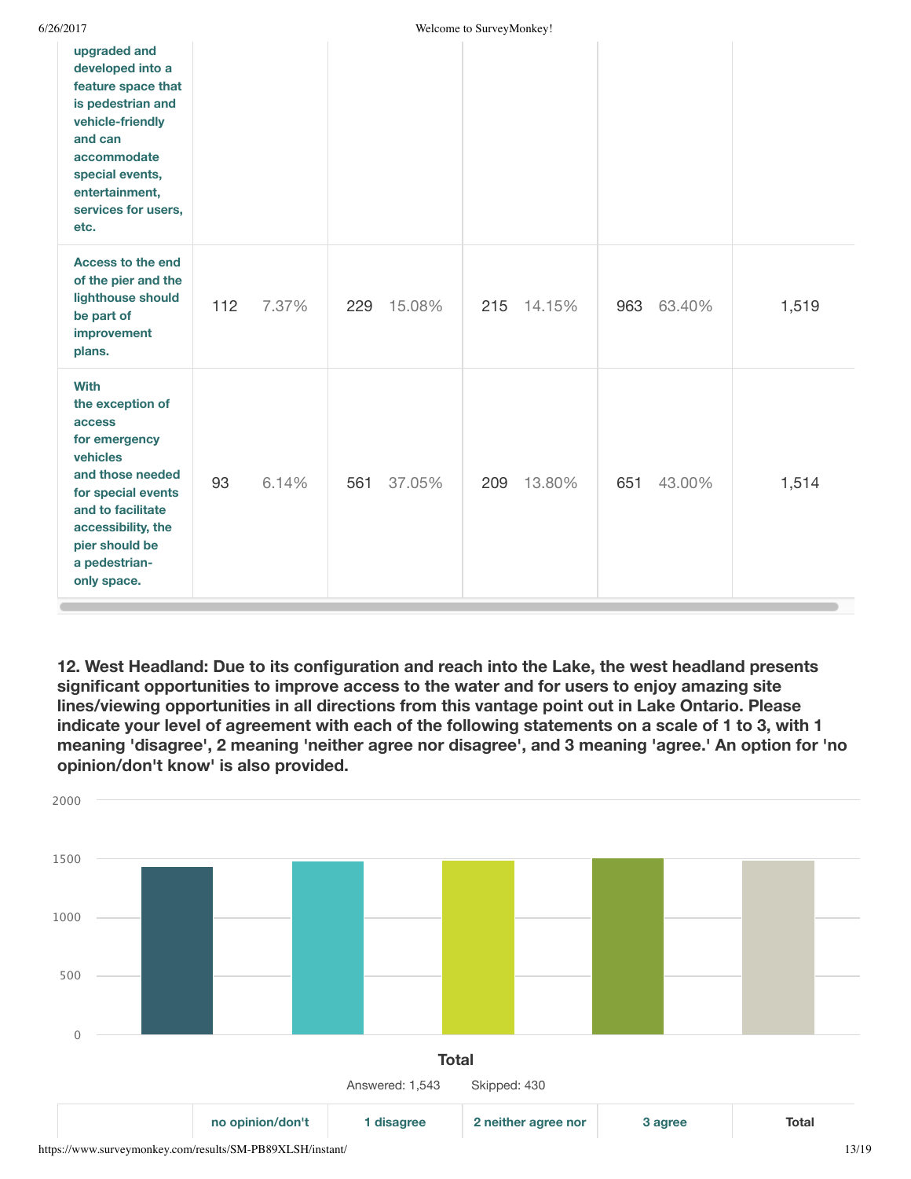| | | | | | |
|---|---|---|---|---|---|
| upgraded and developed into a feature space that is pedestrian and vehicle-friendly and can accommodate special events, entertainment, services for users, etc. | | | | | |
| Access to the end of the pier and the lighthouse should be part of improvement plans. | 112 7.37% | 229 15.08% | 215 14.15% | 963 63.40% | 1,519 |
| With the exception of access for emergency vehicles and those needed for special events and to facilitate accessibility, the pier should be a pedestrian-only space. | 93 6.14% | 561 37.05% | 209 13.80% | 651 43.00% | 1,514 |

**12. West Headland: Due to its configuration and reach into the Lake, the west headland presents significant opportunities to improve access to the water and for users to enjoy amazing site lines/viewing opportunities in all directions from this vantage point out in Lake Ontario. Please indicate your level of agreement with each of the following statements on a scale of 1 to 3, with 1 meaning 'disagree', 2 meaning 'neither agree nor disagree', and 3 meaning 'agree.' An option for 'no opinion/don't know' is also provided.**

2000

1500

1000

500

0

**Total**

Answered: 1,543 Skipped: 430

| | no opinion/don't | 1 disagree | 2 neither agree nor | 3 agree | Total |
|---|---|---|---|---|---|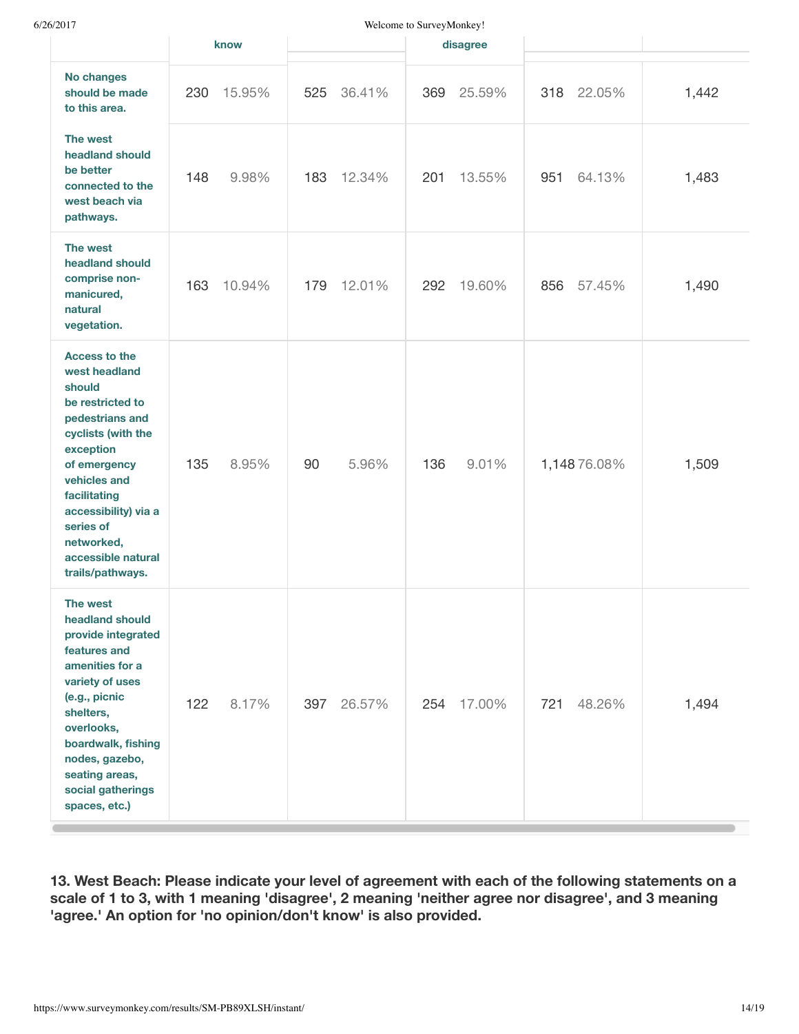| | know | | disagree | | |
|---|---|---|---|---|---|
| **No changes should be made to this area.** | 230 15.95% | 525 36.41% | 369 25.59% | 318 22.05% | 1,442 |
| **The west headland should be better connected to the west beach via pathways.** | 148 9.98% | 183 12.34% | 201 13.55% | 951 64.13% | 1,483 |
| **The west headland should comprise non-manicured, natural vegetation.** | 163 10.94% | 179 12.01% | 292 19.60% | 856 57.45% | 1,490 |
| **Access to the west headland should be restricted to pedestrians and cyclists (with the exception of emergency vehicles and facilitating accessibility) via a series of networked, accessible natural trails/pathways.** | 135 8.95% | 90 5.96% | 136 9.01% | 1,148 76.08% | 1,509 |
| **The west headland should provide integrated features and amenities for a variety of uses (e.g., picnic shelters, overlooks, boardwalk, fishing nodes, gazebo, seating areas, social gatherings spaces, etc.)** | 122 8.17% | 397 26.57% | 254 17.00% | 721 48.26% | 1,494 |

**13. West Beach: Please indicate your level of agreement with each of the following statements on a scale of 1 to 3, with 1 meaning 'disagree', 2 meaning 'neither agree nor disagree', and 3 meaning 'agree.' An option for 'no opinion/don't know' is also provided.**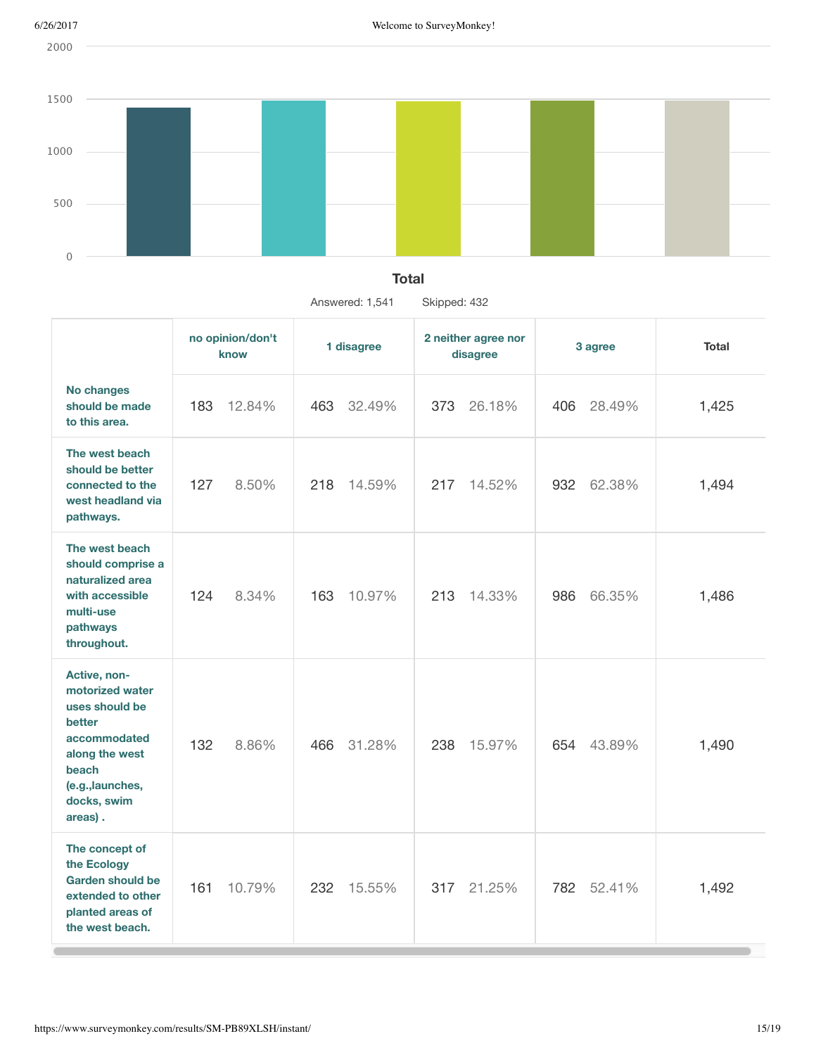**Total**

Answered: 1,541 Skipped: 432

| | no opinion/don't know | | 1 disagree | | 2 neither agree nor disagree | | 3 agree | | Total |
|---|---|---|---|---|---|---|---|---|---|
| No changes should be made to this area. | 183 | 12.84% | 463 | 32.49% | 373 | 26.18% | 406 | 28.49% | 1,425 |
| The west beach should be better connected to the west headland via pathways. | 127 | 8.50% | 218 | 14.59% | 217 | 14.52% | 932 | 62.38% | 1,494 |
| The west beach should comprise a naturalized area with accessible multi-use pathways throughout. | 124 | 8.34% | 163 | 10.97% | 213 | 14.33% | 986 | 66.35% | 1,486 |
| Active, non-motorized water uses should be better accommodated along the west beach (e.g.,launches, docks, swim areas) . | 132 | 8.86% | 466 | 31.28% | 238 | 15.97% | 654 | 43.89% | 1,490 |
| The concept of the Ecology Garden should be extended to other planted areas of the west beach. | 161 | 10.79% | 232 | 15.55% | 317 | 21.25% | 782 | 52.41% | 1,492 |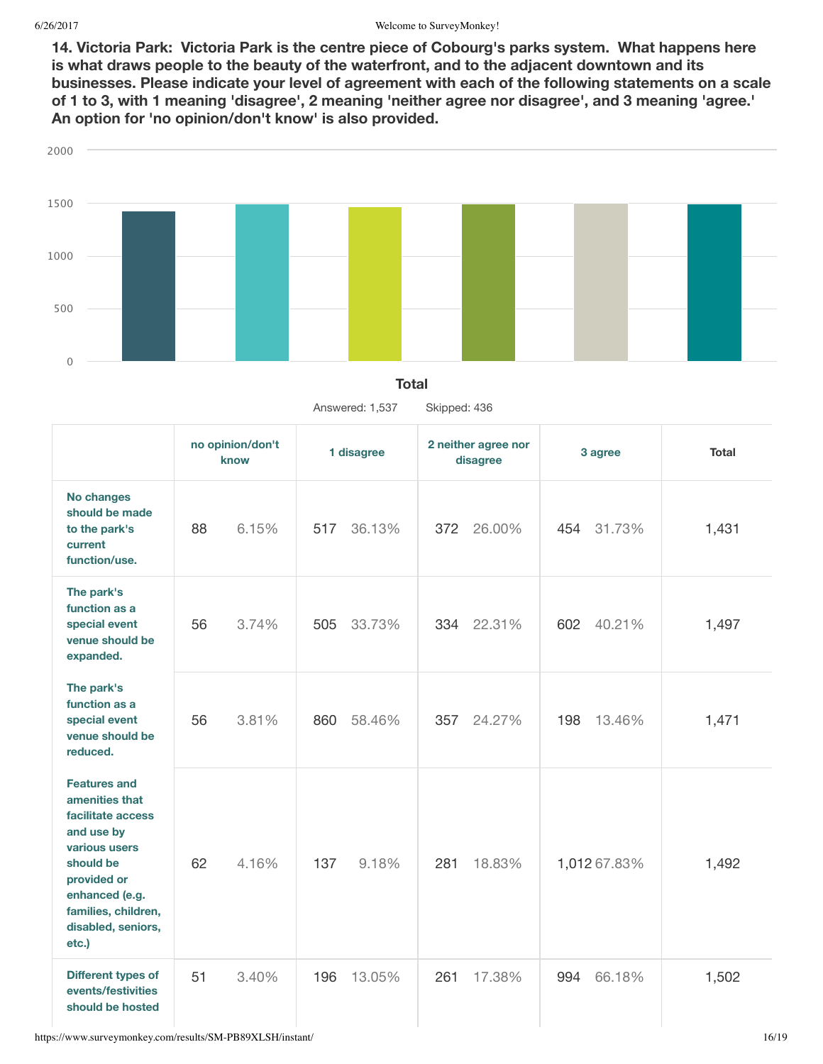**14. Victoria Park: Victoria Park is the centre piece of Cobourg's parks system. What happens here is what draws people to the beauty of the waterfront, and to the adjacent downtown and its businesses. Please indicate your level of agreement with each of the following statements on a scale of 1 to 3, with 1 meaning 'disagree', 2 meaning 'neither agree nor disagree', and 3 meaning 'agree.' An option for 'no opinion/don't know' is also provided.**

**Total**

Answered: 1,537 Skipped: 436

| | no opinion/don't know | | 1 disagree | | 2 neither agree nor disagree | | 3 agree | | Total |
|---|---|---|---|---|---|---|---|---|---|
| **No changes should be made to the park's current function/use.** | 88 | 6.15% | 517 | 36.13% | 372 | 26.00% | 454 | 31.73% | 1,431 |
| **The park's function as a special event venue should be expanded.** | 56 | 3.74% | 505 | 33.73% | 334 | 22.31% | 602 | 40.21% | 1,497 |
| **The park's function as a special event venue should be reduced.** | 56 | 3.81% | 860 | 58.46% | 357 | 24.27% | 198 | 13.46% | 1,471 |
| **Features and amenities that facilitate access and use by various users should be provided or enhanced (e.g. families, children, disabled, seniors, etc.)** | 62 | 4.16% | 137 | 9.18% | 281 | 18.83% | 1,012 | 67.83% | 1,492 |
| **Different types of events/festivities should be hosted** | 51 | 3.40% | 196 | 13.05% | 261 | 17.38% | 994 | 66.18% | 1,502 |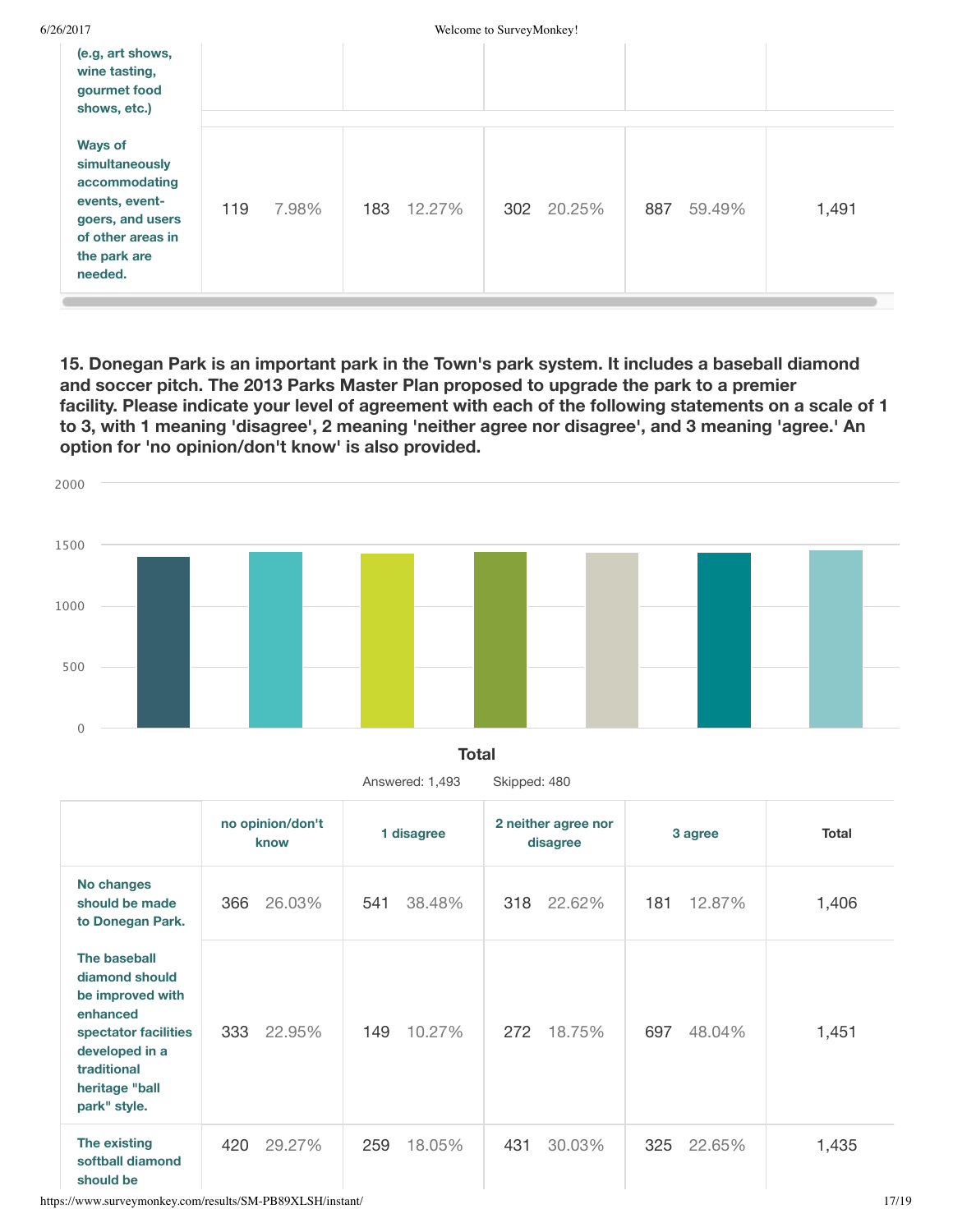| (e.g, art shows, wine tasting, gourmet food shows, etc.) | | | | | |
|---|---|---|---|---|---|
| Ways of simultaneously accommodating events, event-goers, and users of other areas in the park are needed. | 119 7.98% | 183 12.27% | 302 20.25% | 887 59.49% | 1,491 |

**15. Donegan Park is an important park in the Town's park system. It includes a baseball diamond and soccer pitch. The 2013 Parks Master Plan proposed to upgrade the park to a premier facility. Please indicate your level of agreement with each of the following statements on a scale of 1 to 3, with 1 meaning 'disagree', 2 meaning 'neither agree nor disagree', and 3 meaning 'agree.' An option for 'no opinion/don't know' is also provided.**

Total

Answered: 1,493 Skipped: 480

| | no opinion/don't know | 1 disagree | 2 neither agree nor disagree | 3 agree | Total |
|---|---|---|---|---|---|
| No changes should be made to Donegan Park. | 366 26.03% | 541 38.48% | 318 22.62% | 181 12.87% | 1,406 |
| The baseball diamond should be improved with enhanced spectator facilities developed in a traditional heritage "ball park" style. | 333 22.95% | 149 10.27% | 272 18.75% | 697 48.04% | 1,451 |
| The existing softball diamond should be | 420 29.27% | 259 18.05% | 431 30.03% | 325 22.65% | 1,435 |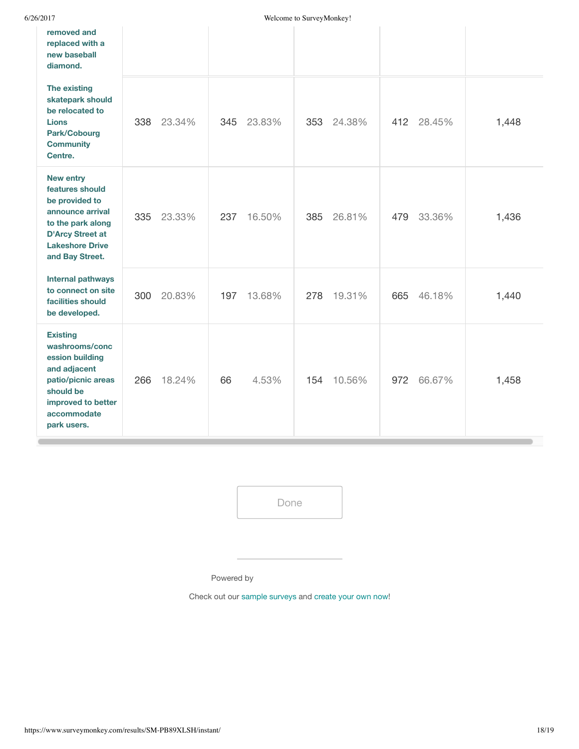| | | | | | |
|---|---|---|---|---|---|
| **removed and replaced with a new baseball diamond.** | | | | | |
| **The existing skatepark should be relocated to Lions Park/Cobourg Community Centre.** | 338 23.34% | 345 23.83% | 353 24.38% | 412 28.45% | 1,448 |
| **New entry features should be provided to announce arrival to the park along D'Arcy Street at Lakeshore Drive and Bay Street.** | 335 23.33% | 237 16.50% | 385 26.81% | 479 33.36% | 1,436 |
| **Internal pathways to connect on site facilities should be developed.** | 300 20.83% | 197 13.68% | 278 19.31% | 665 46.18% | 1,440 |
| **Existing washrooms/concession building and adjacent patio/picnic areas should be improved to better accommodate park users.** | 266 18.24% | 66 4.53% | 154 10.56% | 972 66.67% | 1,458 |

Done

Powered by

Check out our sample surveys and create your own now!